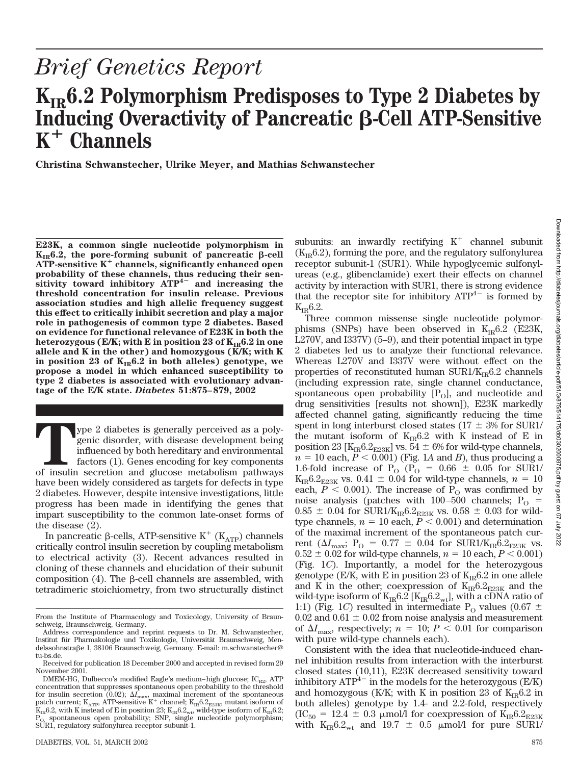# *Brief Genetics Report*

# $K_{IR}6.2$ Polymorphism Predisposes to Type 2 Diabetes by Inducing Overactivity of Pancreatic β-Cell ATP-Sensitive $K^+$ Channels

**Christina Schwanstecher, Ulrike Meyer, and Mathias Schwanstecher**

**E23K, a common single nucleotide polymorphism in $K_{IR}6.2$, the pore-forming subunit of pancreatic β-cell ATP-sensitive $K^+$ channels, significantly enhanced open probability of these channels, thus reducing their sensitivity toward inhibitory $ATP^{4-}$ and increasing the threshold concentration for insulin release. Previous association studies and high allelic frequency suggest this effect to critically inhibit secretion and play a major role in pathogenesis of common type 2 diabetes. Based on evidence for functional relevance of E23K in both the heterozygous (E/K; with E in position 23 of $K_{IR}6.2$ in one allele and K in the other) and homozygous (K/K; with K in position 23 of $K_{IR}6.2$ in both alleles) genotype, we propose a model in which enhanced susceptibility to type 2 diabetes is associated with evolutionary advantage of the E/K state.** ***Diabetes* 51:875–879, 2002**

Type 2 diabetes is generally perceived as a polygenic disorder, with disease development being influenced by both hereditary and environmental factors (1). Genes encoding for key components of insulin secretion and glucose metabolism pathways have been widely considered as targets for defects in type 2 diabetes. However, despite intensive investigations, little progress has been made in identifying the genes that impart susceptibility to the common late-onset forms of the disease (2).

In pancreatic β-cells, ATP-sensitive $K^+$ ($K_{ATP}$) channels critically control insulin secretion by coupling metabolism to electrical activity (3). Recent advances resulted in cloning of these channels and elucidation of their subunit composition (4). The β-cell channels are assembled, with tetradimeric stoichiometry, from two structurally distinct subunits: an inwardly rectifying $K^+$ channel subunit ($K_{IR}6.2$), forming the pore, and the regulatory sulfonylurea receptor subunit-1 (SUR1). While hypoglycemic sulfonylureas (e.g., glibenclamide) exert their effects on channel activity by interaction with SUR1, there is strong evidence that the receptor site for inhibitory $ATP^{4-}$ is formed by $K_{IR}6.2$.

Three common missense single nucleotide polymorphisms (SNPs) have been observed in $K_{IR}6.2$ (E23K, L270V, and I337V) (5–9), and their potential impact in type 2 diabetes led us to analyze their functional relevance. Whereas L270V and I337V were without effect on the properties of reconstituted human SUR1/$K_{IR}6.2$ channels (including expression rate, single channel conductance, spontaneous open probability [$P_O$], and nucleotide and drug sensitivities [results not shown]), E23K markedly affected channel gating, significantly reducing the time spent in long interburst closed states (17 ± 3% for SUR1/the mutant isoform of $K_{IR}6.2$ with K instead of E in position 23 [$K_{IR}6.2_{E23K}$] vs. 54 ± 6% for wild-type channels, $n = 10$ each, $P < 0.001$) (Fig. 1*A* and *B*), thus producing a 1.6-fold increase of $P_O$ ($P_O = 0.66 \pm 0.05$ for SUR1/$K_{IR}6.2_{E23K}$ vs. $0.41 \pm 0.04$ for wild-type channels, $n = 10$ each, $P < 0.001$). The increase of $P_O$ was confirmed by noise analysis (patches with 100–500 channels; $P_O = 0.85 \pm 0.04$ for SUR1/$K_{IR}6.2_{E23K}$ vs. $0.58 \pm 0.03$ for wild-type channels, $n = 10$ each, $P < 0.001$) and determination of the maximal increment of the spontaneous patch current ($\Delta I_{max}$; $P_O = 0.77 \pm 0.04$ for SUR1/$K_{IR}6.2_{E23K}$ vs. $0.52 \pm 0.02$ for wild-type channels, $n = 10$ each, $P < 0.001$) (Fig. 1*C*). Importantly, a model for the heterozygous genotype (E/K, with E in position 23 of $K_{IR}6.2$ in one allele and K in the other; coexpression of $K_{IR}6.2_{E23K}$ and the wild-type isoform of $K_{IR}6.2$ [$K_{IR}6.2_{wt}$], with a cDNA ratio of 1:1) (Fig. 1*C*) resulted in intermediate $P_O$ values ($0.67 \pm 0.02$ and $0.61 \pm 0.02$ from noise analysis and measurement of $\Delta I_{max}$, respectively; $n = 10$; $P < 0.01$ for comparison with pure wild-type channels each).

Consistent with the idea that nucleotide-induced channel inhibition results from interaction with the interburst closed states (10,11), E23K decreased sensitivity toward inhibitory $ATP^{4-}$ in the models for the heterozygous (E/K) and homozygous (K/K; with K in position 23 of $K_{IR}6.2$ in both alleles) genotype by 1.4- and 2.2-fold, respectively ($IC_{50} = 12.4 \pm 0.3$ μmol/l for coexpression of $K_{IR}6.2_{E23K}$ with $K_{IR}6.2_{wt}$ and $19.7 \pm 0.5$ μmol/l for pure SUR1/

From the Institute of Pharmacology and Toxicology, University of Braunschweig, Braunschweig, Germany.

Address correspondence and reprint requests to Dr. M. Schwanstecher, Institut für Pharmakologie und Toxikologie, Universität Braunschweig, Mendelssohnstraβe 1, 38106 Braunschweig, Germany. E-mail: m.schwanstecher@tu-bs.de.

Received for publication 18 December 2000 and accepted in revised form 29 November 2001.

DMEM-HG, Dulbecco's modified Eagle's medium–high glucose; $IC_{R2}$, ATP concentration that suppresses spontaneous open probability to the threshold for insulin secretion (0.02); $\Delta I_{max}$, maximal increment of the spontaneous patch current; $K_{ATP}$, ATP-sensitive $K^+$ channel; $K_{IR}6.2_{E23K}$, mutant isoform of $K_{IR}6.2$, with K instead of E in position 23; $K_{IR}6.2_{wt}$, wild-type isoform of $K_{IR}6.2$; $P_O$, spontaneous open probability; SNP, single nucleotide polymorphism; SUR1, regulatory sulfonylurea receptor subunit-1.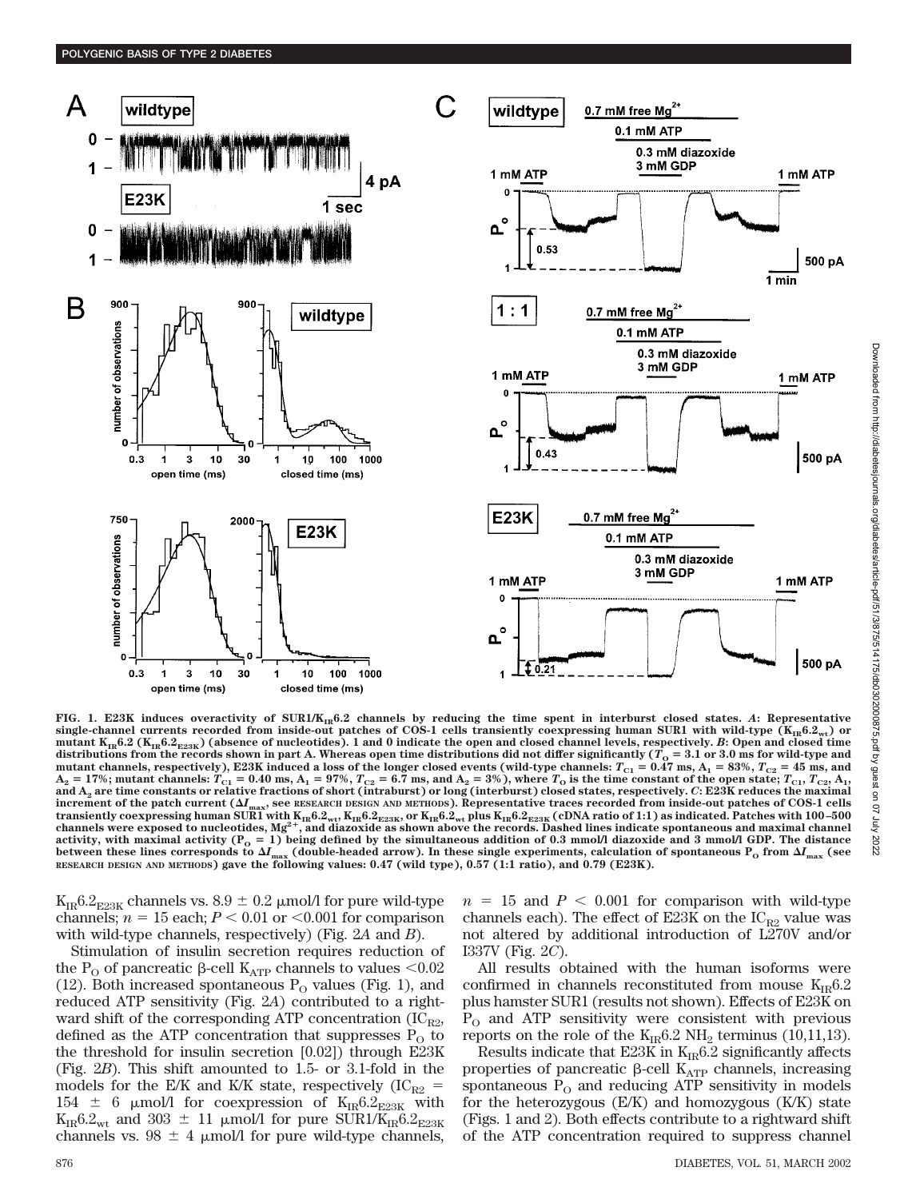FIG. 1. E23K induces overactivity of SUR1/$K_{IR}6.2$ channels by reducing the time spent in interburst closed states. *A*: Representative single-channel currents recorded from inside-out patches of COS-1 cells transiently coexpressing human SUR1 with wild-type ($K_{IR}6.2_{wt}$) or mutant $K_{IR}6.2$ ($K_{IR}6.2_{E23K}$) (absence of nucleotides). 1 and 0 indicate the open and closed channel levels, respectively. *B*: Open and closed time distributions from the records shown in part A. Whereas open time distributions did not differ significantly ($T_O$ = 3.1 or 3.0 ms for wild-type and mutant channels, respectively), E23K induced a loss of the longer closed events (wild-type channels: $T_{C1}$ = 0.47 ms, $A_1$ = 83%, $T_{C2}$ = 45 ms, and $A_2$ = 17%; mutant channels: $T_{C1}$ = 0.40 ms, $A_1$ = 97%, $T_{C2}$ = 6.7 ms, and $A_2$ = 3%), where $T_O$ is the time constant of the open state; $T_{C1}$, $T_{C2}$, $A_1$, and $A_2$ are time constants or relative fractions of short (intraburst) or long (interburst) closed states, respectively. *C*: E23K reduces the maximal increment of the patch current ($\Delta I_{max}$, see RESEARCH DESIGN AND METHODS). Representative traces recorded from inside-out patches of COS-1 cells transiently coexpressing human SUR1 with $K_{IR}6.2_{wt}$, $K_{IR}6.2_{E23K}$, or $K_{IR}6.2_{wt}$ plus $K_{IR}6.2_{E23K}$ (cDNA ratio of 1:1) as indicated. Patches with 100–500 channels were exposed to nucleotides, $Mg^{2+}$, and diazoxide as shown above the records. Dashed lines indicate spontaneous and maximal channel activity, with maximal activity ($P_O$ = 1) being defined by the simultaneous addition of 0.3 mmol/l diazoxide and 3 mmol/l GDP. The distance between these lines corresponds to $\Delta I_{max}$ (double-headed arrow). In these single experiments, calculation of spontaneous $P_O$ from $\Delta I_{max}$ (see RESEARCH DESIGN AND METHODS) gave the following values: 0.47 (wild type), 0.57 (1:1 ratio), and 0.79 (E23K).

$K_{IR}6.2_{E23K}$ channels vs. 8.9 ± 0.2 μmol/l for pure wild-type channels; $n$ = 15 each; $P < 0.01$ or $< 0.001$ for comparison with wild-type channels, respectively) (Fig. 2*A* and *B*).

Stimulation of insulin secretion requires reduction of the $P_O$ of pancreatic β-cell $K_{ATP}$ channels to values <0.02 (12). Both increased spontaneous $P_O$ values (Fig. 1), and reduced ATP sensitivity (Fig. 2*A*) contributed to a rightward shift of the corresponding ATP concentration ($IC_{R2}$, defined as the ATP concentration that suppresses $P_O$ to the threshold for insulin secretion [0.02]) through E23K (Fig. 2*B*). This shift amounted to 1.5- or 3.1-fold in the models for the E/K and K/K state, respectively ($IC_{R2}$ = 154 ± 6 μmol/l for coexpression of $K_{IR}6.2_{E23K}$ with $K_{IR}6.2_{wt}$ and 303 ± 11 μmol/l for pure SUR1/$K_{IR}6.2_{E23K}$ channels vs. 98 ± 4 μmol/l for pure wild-type channels, $n$ = 15 and $P < 0.001$ for comparison with wild-type channels each). The effect of E23K on the $IC_{R2}$ value was not altered by additional introduction of L270V and/or I337V (Fig. 2*C*).

All results obtained with the human isoforms were confirmed in channels reconstituted from mouse $K_{IR}6.2$ plus hamster SUR1 (results not shown). Effects of E23K on $P_O$ and ATP sensitivity were consistent with previous reports on the role of the $K_{IR}6.2$ $NH_2$ terminus (10,11,13).

Results indicate that E23K in $K_{IR}6.2$ significantly affects properties of pancreatic β-cell $K_{ATP}$ channels, increasing spontaneous $P_O$ and reducing ATP sensitivity in models for the heterozygous (E/K) and homozygous (K/K) state (Figs. 1 and 2). Both effects contribute to a rightward shift of the ATP concentration required to suppress channel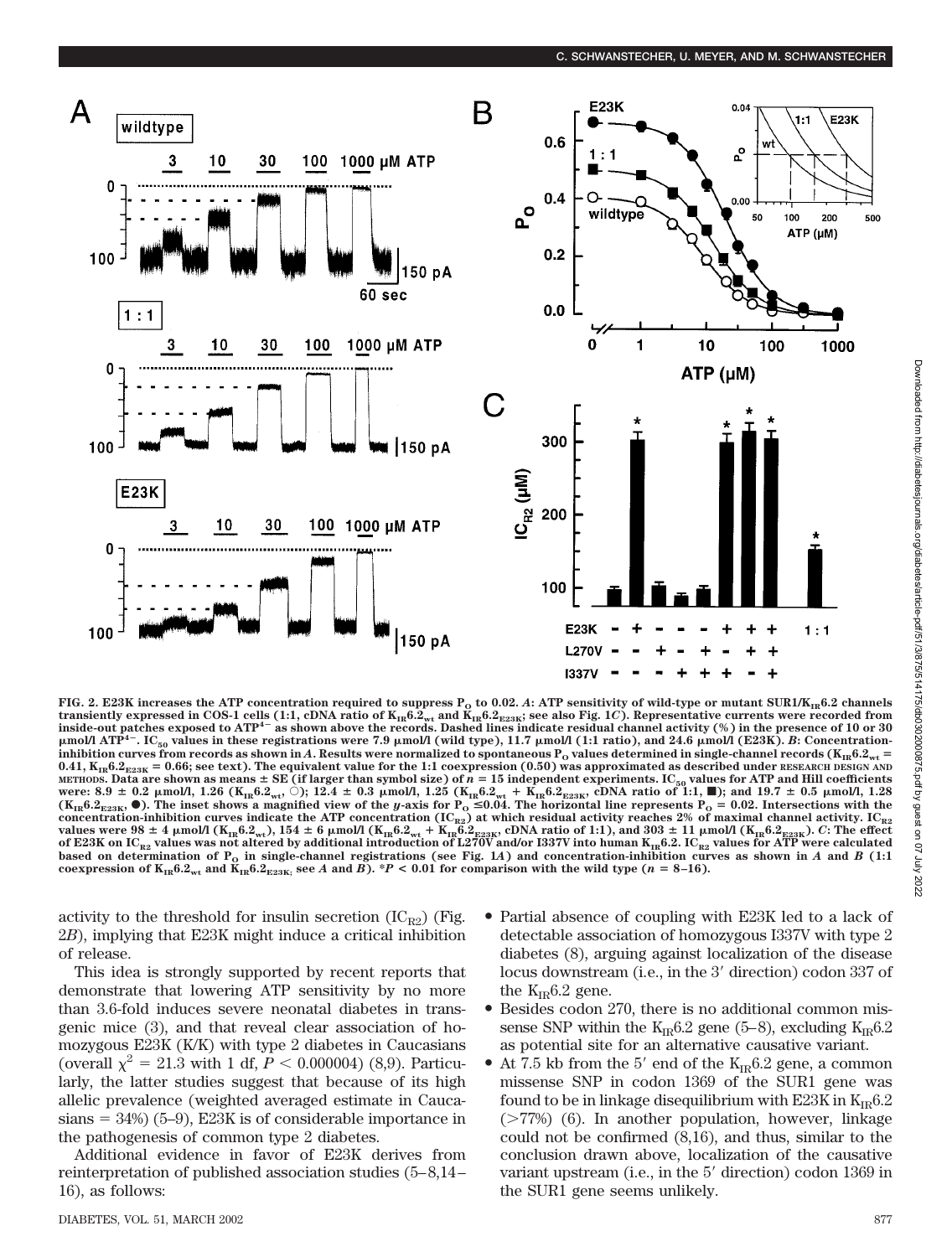FIG. 2. E23K increases the ATP concentration required to suppress $P_O$ to 0.02. *A*: ATP sensitivity of wild-type or mutant SUR1/$K_{IR}6.2$ channels transiently expressed in COS-1 cells (1:1, cDNA ratio of $K_{IR}6.2_{wt}$ and $K_{IR}6.2_{E23K}$; see also Fig. 1*C*). Representative currents were recorded from inside-out patches exposed to $ATP^{4-}$ as shown above the records. Dashed lines indicate residual channel activity (%) in the presence of 10 or 30 μmol/l $ATP^{4-}$. $IC_{50}$ values in these registrations were 7.9 μmol/l (wild type), 11.7 μmol/l (1:1 ratio), and 24.6 μmol/l (E23K). *B*: Concentration-inhibition curves from records as shown in *A*. Results were normalized to spontaneous $P_O$ values determined in single-channel records ($K_{IR}6.2_{wt}$ = 0.41, $K_{IR}6.2_{E23K}$ = 0.66; see text). The equivalent value for the 1:1 coexpression (0.50) was approximated as described under RESEARCH DESIGN AND METHODS. Data are shown as means ± SE (if larger than symbol size) of $n = 15$ independent experiments. $IC_{50}$ values for ATP and Hill coefficients were: 8.9 ± 0.2 μmol/l, 1.26 ($K_{IR}6.2_{wt}$, ○); 12.4 ± 0.3 μmol/l, 1.25 ($K_{IR}6.2_{wt}$ + $K_{IR}6.2_{E23K}$, cDNA ratio of 1:1, ■); and 19.7 ± 0.5 μmol/l, 1.28 ($K_{IR}6.2_{E23K}$, ●). The inset shows a magnified view of the *y*-axis for $P_O \leq 0.04$. The horizontal line represents $P_O = 0.02$. Intersections with the concentration-inhibition curves indicate the ATP concentration ($IC_{R2}$) at which residual activity reaches 2% of maximal channel activity. $IC_{R2}$ values were 98 ± 4 μmol/l ($K_{IR}6.2_{wt}$), 154 ± 6 μmol/l ($K_{IR}6.2_{wt}$ + $K_{IR}6.2_{E23K}$, cDNA ratio of 1:1), and 303 ± 11 μmol/l ($K_{IR}6.2_{E23K}$). *C*: The effect of E23K on $IC_{R2}$ values was not altered by additional introduction of L270V and/or I337V into human $K_{IR}6.2$. $IC_{R2}$ values for ATP were calculated based on determination of $P_O$ in single-channel registrations (see Fig. 1*A*) and concentration-inhibition curves as shown in *A* and *B* (1:1 coexpression of $K_{IR}6.2_{wt}$ and $K_{IR}6.2_{E23K}$; see *A* and *B*). *$P < 0.01$ for comparison with the wild type ($n = 8$–16).

activity to the threshold for insulin secretion ($IC_{R2}$) (Fig. 2*B*), implying that E23K might induce a critical inhibition of release.

This idea is strongly supported by recent reports that demonstrate that lowering ATP sensitivity by no more than 3.6-fold induces severe neonatal diabetes in transgenic mice (3), and that reveal clear association of homozygous E23K (K/K) with type 2 diabetes in Caucasians (overall $\chi^2 = 21.3$ with 1 df, $P < 0.000004$) (8,9). Particularly, the latter studies suggest that because of its high allelic prevalence (weighted averaged estimate in Caucasians = 34%) (5–9), E23K is of considerable importance in the pathogenesis of common type 2 diabetes.

Additional evidence in favor of E23K derives from reinterpretation of published association studies (5–8,14–16), as follows:

- Partial absence of coupling with E23K led to a lack of detectable association of homozygous I337V with type 2 diabetes (8), arguing against localization of the disease locus downstream (i.e., in the 3′ direction) codon 337 of the $K_{IR}6.2$ gene.
- Besides codon 270, there is no additional common missense SNP within the $K_{IR}6.2$ gene (5–8), excluding $K_{IR}6.2$ as potential site for an alternative causative variant.
- At 7.5 kb from the 5′ end of the $K_{IR}6.2$ gene, a common missense SNP in codon 1369 of the SUR1 gene was found to be in linkage disequilibrium with E23K in $K_{IR}6.2$ (>77%) (6). In another population, however, linkage could not be confirmed (8,16), and thus, similar to the conclusion drawn above, localization of the causative variant upstream (i.e., in the 5′ direction) codon 1369 in the SUR1 gene seems unlikely.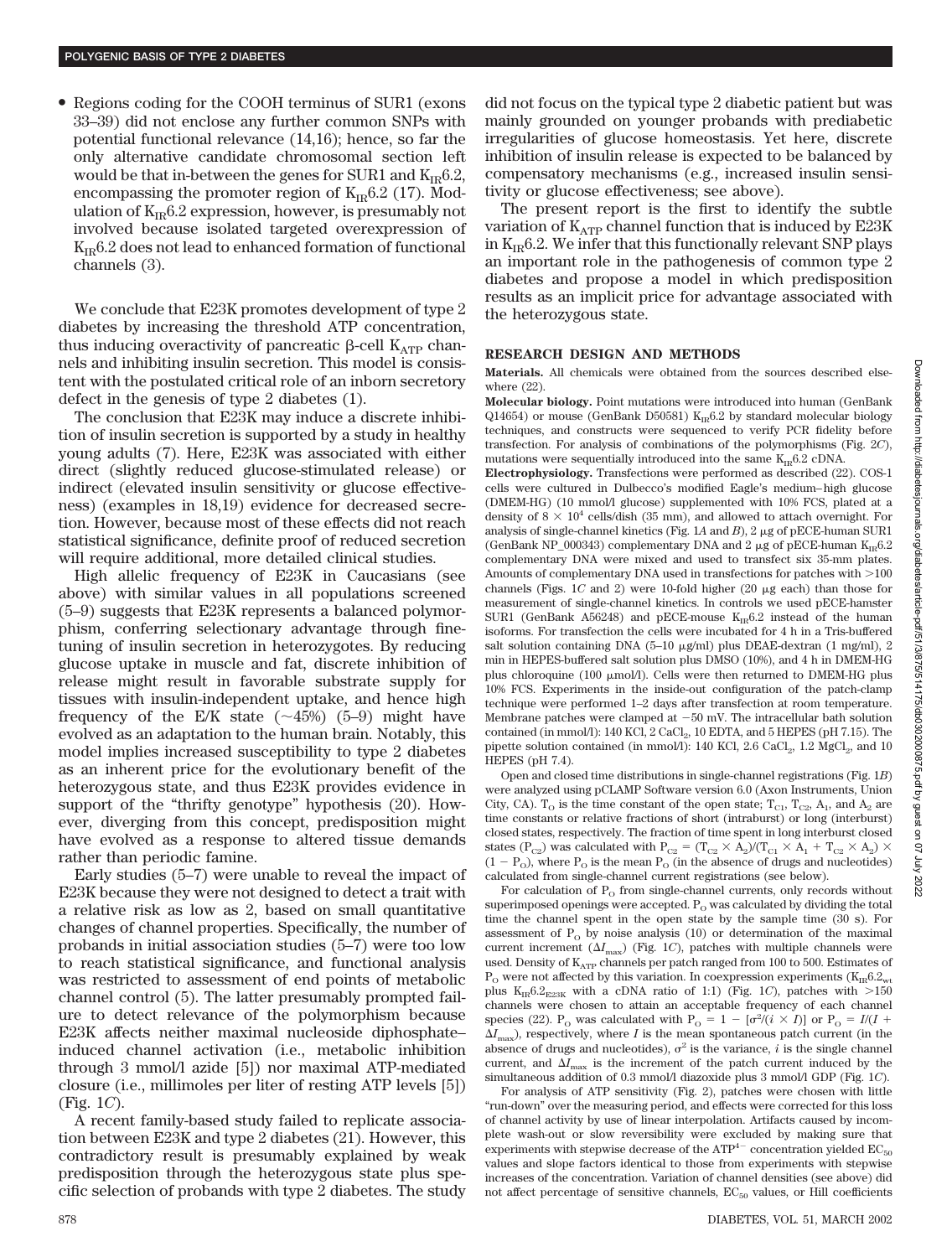- Regions coding for the COOH terminus of SUR1 (exons 33–39) did not enclose any further common SNPs with potential functional relevance (14,16); hence, so far the only alternative candidate chromosomal section left would be that in-between the genes for SUR1 and $K_{IR}6.2$, encompassing the promoter region of $K_{IR}6.2$ (17). Modulation of $K_{IR}6.2$ expression, however, is presumably not involved because isolated targeted overexpression of $K_{IR}6.2$ does not lead to enhanced formation of functional channels (3).

We conclude that E23K promotes development of type 2 diabetes by increasing the threshold ATP concentration, thus inducing overactivity of pancreatic β-cell $K_{ATP}$ channels and inhibiting insulin secretion. This model is consistent with the postulated critical role of an inborn secretory defect in the genesis of type 2 diabetes (1).

The conclusion that E23K may induce a discrete inhibition of insulin secretion is supported by a study in healthy young adults (7). Here, E23K was associated with either direct (slightly reduced glucose-stimulated release) or indirect (elevated insulin sensitivity or glucose effectiveness) (examples in 18,19) evidence for decreased secretion. However, because most of these effects did not reach statistical significance, definite proof of reduced secretion will require additional, more detailed clinical studies.

High allelic frequency of E23K in Caucasians (see above) with similar values in all populations screened (5–9) suggests that E23K represents a balanced polymorphism, conferring selectionary advantage through fine-tuning of insulin secretion in heterozygotes. By reducing glucose uptake in muscle and fat, discrete inhibition of release might result in favorable substrate supply for tissues with insulin-independent uptake, and hence high frequency of the E/K state (~45%) (5–9) might have evolved as an adaptation to the human brain. Notably, this model implies increased susceptibility to type 2 diabetes as an inherent price for the evolutionary benefit of the heterozygous state, and thus E23K provides evidence in support of the "thrifty genotype" hypothesis (20). However, diverging from this concept, predisposition might have evolved as a response to altered tissue demands rather than periodic famine.

Early studies (5–7) were unable to reveal the impact of E23K because they were not designed to detect a trait with a relative risk as low as 2, based on small quantitative changes of channel properties. Specifically, the number of probands in initial association studies (5–7) were too low to reach statistical significance, and functional analysis was restricted to assessment of end points of metabolic channel control (5). The latter presumably prompted failure to detect relevance of the polymorphism because E23K affects neither maximal nucleoside diphosphate–induced channel activation (i.e., metabolic inhibition through 3 mmol/l azide [5]) nor maximal ATP-mediated closure (i.e., millimoles per liter of resting ATP levels [5]) (Fig. 1*C*).

A recent family-based study failed to replicate association between E23K and type 2 diabetes (21). However, this contradictory result is presumably explained by weak predisposition through the heterozygous state plus specific selection of probands with type 2 diabetes. The study did not focus on the typical type 2 diabetic patient but was mainly grounded on younger probands with prediabetic irregularities of glucose homeostasis. Yet here, discrete inhibition of insulin release is expected to be balanced by compensatory mechanisms (e.g., increased insulin sensitivity or glucose effectiveness; see above).

The present report is the first to identify the subtle variation of $K_{ATP}$ channel function that is induced by E23K in $K_{IR}6.2$. We infer that this functionally relevant SNP plays an important role in the pathogenesis of common type 2 diabetes and propose a model in which predisposition results as an implicit price for advantage associated with the heterozygous state.

## RESEARCH DESIGN AND METHODS

**Materials.** All chemicals were obtained from the sources described elsewhere (22).

**Molecular biology.** Point mutations were introduced into human (GenBank Q14654) or mouse (GenBank D50581) $K_{IR}6.2$ by standard molecular biology techniques, and constructs were sequenced to verify PCR fidelity before transfection. For analysis of combinations of the polymorphisms (Fig. 2*C*), mutations were sequentially introduced into the same $K_{IR}6.2$ cDNA.

**Electrophysiology.** Transfections were performed as described (22). COS-1 cells were cultured in Dulbecco's modified Eagle's medium–high glucose (DMEM-HG) (10 mmol/l glucose) supplemented with 10% FCS, plated at a density of $8 \times 10^4$ cells/dish (35 mm), and allowed to attach overnight. For analysis of single-channel kinetics (Fig. 1*A* and *B*), 2 μg of pECE-human SUR1 (GenBank NP_000343) complementary DNA and 2 μg of pECE-human $K_{IR}6.2$ complementary DNA were mixed and used to transfect six 35-mm plates. Amounts of complementary DNA used in transfections for patches with >100 channels (Figs. 1*C* and 2) were 10-fold higher (20 μg each) than those for measurement of single-channel kinetics. In controls we used pECE-hamster SUR1 (GenBank A56248) and pECE-mouse $K_{IR}6.2$ instead of the human isoforms. For transfection the cells were incubated for 4 h in a Tris-buffered salt solution containing DNA (5–10 μg/ml) plus DEAE-dextran (1 mg/ml), 2 min in HEPES-buffered salt solution plus DMSO (10%), and 4 h in DMEM-HG plus chloroquine (100 μmol/l). Cells were then returned to DMEM-HG plus 10% FCS. Experiments in the inside-out configuration of the patch-clamp technique were performed 1–2 days after transfection at room temperature. Membrane patches were clamped at −50 mV. The intracellular bath solution contained (in mmol/l): 140 KCl, 2 $CaCl_2$, 10 EDTA, and 5 HEPES (pH 7.15). The pipette solution contained (in mmol/l): 140 KCl, 2.6 $CaCl_2$, 1.2 $MgCl_2$, and 10 HEPES (pH 7.4).

Open and closed time distributions in single-channel registrations (Fig. 1*B*) were analyzed using pCLAMP Software version 6.0 (Axon Instruments, Union City, CA). $T_O$ is the time constant of the open state; $T_{C1}$, $T_{C2}$, $A_1$, and $A_2$ are time constants or relative fractions of short (intraburst) or long (interburst) closed states, respectively. The fraction of time spent in long interburst closed states ($P_{C2}$) was calculated with $P_{C2} = (T_{C2} \times A_2)/(T_{C1} \times A_1 + T_{C2} \times A_2) \times (1 - P_O)$, where $P_O$ is the mean $P_O$ (in the absence of drugs and nucleotides) calculated from single-channel current registrations (see below).

For calculation of $P_O$ from single-channel currents, only records without superimposed openings were accepted. $P_O$ was calculated by dividing the total time the channel spent in the open state by the sample time (30 s). For assessment of $P_O$ by noise analysis (10) or determination of the maximal current increment ($\Delta I_{max}$) (Fig. 1*C*), patches with multiple channels were used. Density of $K_{ATP}$ channels per patch ranged from 100 to 500. Estimates of $P_O$ were not affected by this variation. In coexpression experiments ($K_{IR}6.2_{wt}$ plus $K_{IR}6.2_{E23K}$ with a cDNA ratio of 1:1) (Fig. 1*C*), patches with >150 channels were chosen to attain an acceptable frequency of each channel species (22). $P_O$ was calculated with $P_O = 1 - [\sigma^2/(i \times I)]$ or $P_O = I/(I + \Delta I_{max})$, respectively, where $I$ is the mean spontaneous patch current (in the absence of drugs and nucleotides), $\sigma^2$ is the variance, $i$ is the single channel current, and $\Delta I_{max}$ is the increment of the patch current induced by the simultaneous addition of 0.3 mmol/l diazoxide plus 3 mmol/l GDP (Fig. 1*C*).

For analysis of ATP sensitivity (Fig. 2), patches were chosen with little "run-down" over the measuring period, and effects were corrected for this loss of channel activity by use of linear interpolation. Artifacts caused by incomplete wash-out or slow reversibility were excluded by making sure that experiments with stepwise decrease of the $ATP^{4-}$ concentration yielded $EC_{50}$ values and slope factors identical to those from experiments with stepwise increases of the concentration. Variation of channel densities (see above) did not affect percentage of sensitive channels, $EC_{50}$ values, or Hill coefficients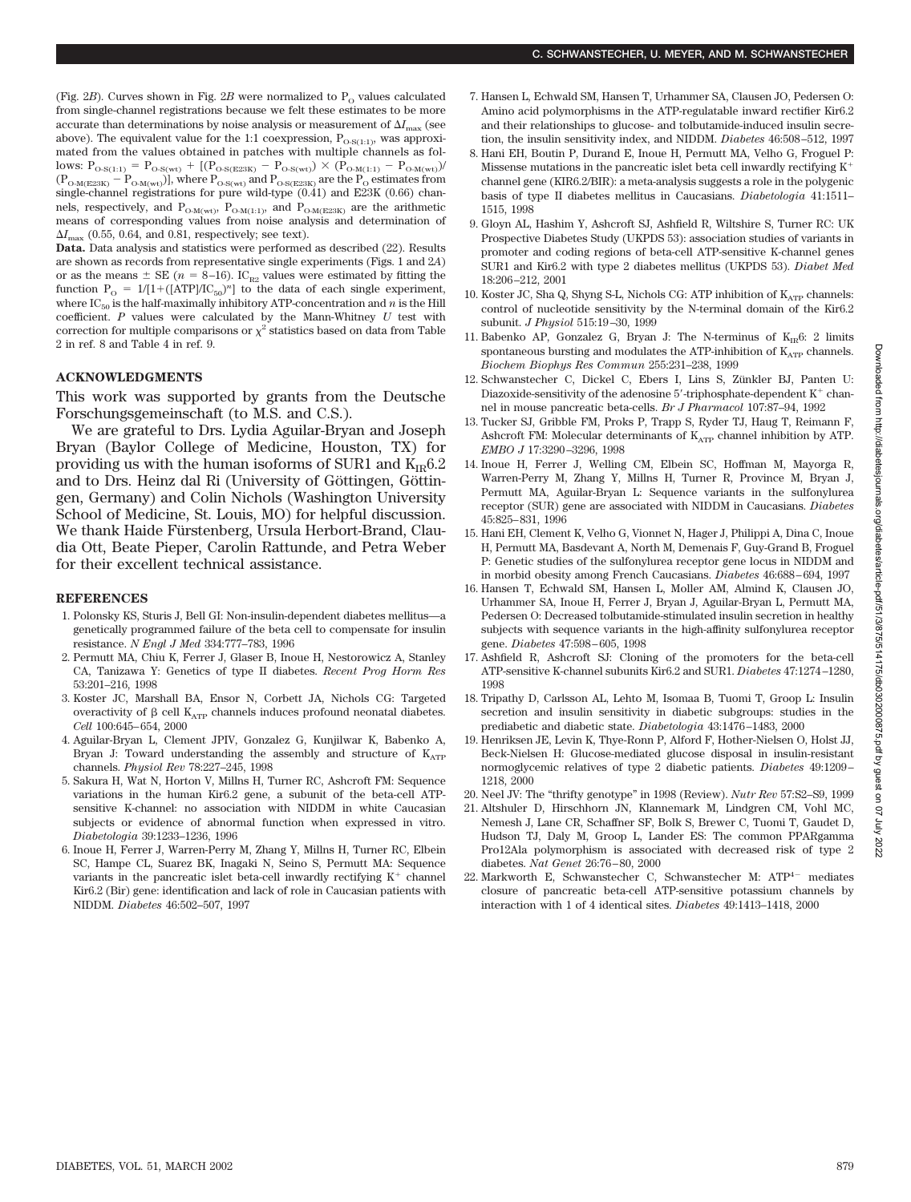(Fig. 2*B*). Curves shown in Fig. 2*B* were normalized to $P_O$ values calculated from single-channel registrations because we felt these estimates to be more accurate than determinations by noise analysis or measurement of $\Delta I_{max}$ (see above). The equivalent value for the 1:1 coexpression, $P_{O\text{-}S(1:1)}$, was approximated from the values obtained in patches with multiple channels as follows: $P_{O\text{-}S(1:1)} = P_{O\text{-}S(wt)} + [(P_{O\text{-}S(E23K)} - P_{O\text{-}S(wt)}) \times (P_{O\text{-}M(1:1)} - P_{O\text{-}M(wt)})/(P_{O\text{-}M(E23K)} - P_{O\text{-}M(wt)})]$, where $P_{O\text{-}S(wt)}$ and $P_{O\text{-}S(E23K)}$ are the $P_O$ estimates from single-channel registrations for pure wild-type (0.41) and E23K (0.66) channels, respectively, and $P_{O\text{-}M(wt)}$, $P_{O\text{-}M(1:1)}$, and $P_{O\text{-}M(E23K)}$ are the arithmetic means of corresponding values from noise analysis and determination of $\Delta I_{max}$ (0.55, 0.64, and 0.81, respectively; see text).

**Data.** Data analysis and statistics were performed as described (22). Results are shown as records from representative single experiments (Figs. 1 and 2*A*) or as the means ± SE ($n$ = 8–16). $IC_{50}$ values were estimated by fitting the function $P_O = 1/[1+([ATP]/IC_{50})^n]$ to the data of each single experiment, where $IC_{50}$ is the half-maximally inhibitory ATP-concentration and $n$ is the Hill coefficient. $P$ values were calculated by the Mann-Whitney $U$ test with correction for multiple comparisons or $\chi^2$ statistics based on data from Table 2 in ref. 8 and Table 4 in ref. 9.

## ACKNOWLEDGMENTS

This work was supported by grants from the Deutsche Forschungsgemeinschaft (to M.S. and C.S.).

We are grateful to Drs. Lydia Aguilar-Bryan and Joseph Bryan (Baylor College of Medicine, Houston, TX) for providing us with the human isoforms of SUR1 and $K_{IR}6.2$ and to Drs. Heinz dal Ri (University of Göttingen, Göttingen, Germany) and Colin Nichols (Washington University School of Medicine, St. Louis, MO) for helpful discussion. We thank Haide Fürstenberg, Ursula Herbort-Brand, Claudia Ott, Beate Pieper, Carolin Rattunde, and Petra Weber for their excellent technical assistance.

## REFERENCES

1. Polonsky KS, Sturis J, Bell GI: Non-insulin-dependent diabetes mellitus—a genetically programmed failure of the beta cell to compensate for insulin resistance. *N Engl J Med* 334:777–783, 1996
2. Permutt MA, Chiu K, Ferrer J, Glaser B, Inoue H, Nestorowicz A, Stanley CA, Tanizawa Y: Genetics of type II diabetes. *Recent Prog Horm Res* 53:201–216, 1998
3. Koster JC, Marshall BA, Ensor N, Corbett JA, Nichols CG: Targeted overactivity of β cell $K_{ATP}$ channels induces profound neonatal diabetes. *Cell* 100:645–654, 2000
4. Aguilar-Bryan L, Clement JPIV, Gonzalez G, Kunjilwar K, Babenko A, Bryan J: Toward understanding the assembly and structure of $K_{ATP}$ channels. *Physiol Rev* 78:227–245, 1998
5. Sakura H, Wat N, Horton V, Millns H, Turner RC, Ashcroft FM: Sequence variations in the human Kir6.2 gene, a subunit of the beta-cell ATP-sensitive K-channel: no association with NIDDM in white Caucasian subjects or evidence of abnormal function when expressed in vitro. *Diabetologia* 39:1233–1236, 1996
6. Inoue H, Ferrer J, Warren-Perry M, Zhang Y, Millns H, Turner RC, Elbein SC, Hampe CL, Suarez BK, Inagaki N, Seino S, Permutt MA: Sequence variants in the pancreatic islet beta-cell inwardly rectifying $K^+$ channel Kir6.2 (Bir) gene: identification and lack of role in Caucasian patients with NIDDM. *Diabetes* 46:502–507, 1997
7. Hansen L, Echwald SM, Hansen T, Urhammer SA, Clausen JO, Pedersen O: Amino acid polymorphisms in the ATP-regulatable inward rectifier Kir6.2 and their relationships to glucose- and tolbutamide-induced insulin secretion, the insulin sensitivity index, and NIDDM. *Diabetes* 46:508–512, 1997
8. Hani EH, Boutin P, Durand E, Inoue H, Permutt MA, Velho G, Froguel P: Missense mutations in the pancreatic islet beta cell inwardly rectifying $K^+$ channel gene (KIR6.2/BIR): a meta-analysis suggests a role in the polygenic basis of type II diabetes mellitus in Caucasians. *Diabetologia* 41:1511–1515, 1998
9. Gloyn AL, Hashim Y, Ashcroft SJ, Ashfield R, Wiltshire S, Turner RC: UK Prospective Diabetes Study (UKPDS 53): association studies of variants in promoter and coding regions of beta-cell ATP-sensitive K-channel genes SUR1 and Kir6.2 with type 2 diabetes mellitus (UKPDS 53). *Diabet Med* 18:206–212, 2001
10. Koster JC, Sha Q, Shyng S-L, Nichols CG: ATP inhibition of $K_{ATP}$ channels: control of nucleotide sensitivity by the N-terminal domain of the Kir6.2 subunit. *J Physiol* 515:19–30, 1999
11. Babenko AP, Gonzalez G, Bryan J: The N-terminus of $K_{IR}6$: 2 limits spontaneous bursting and modulates the ATP-inhibition of $K_{ATP}$ channels. *Biochem Biophys Res Commun* 255:231–238, 1999
12. Schwanstecher C, Dickel C, Ebers I, Lins S, Zünkler BJ, Panten U: Diazoxide-sensitivity of the adenosine 5′-triphosphate-dependent $K^+$ channel in mouse pancreatic beta-cells. *Br J Pharmacol* 107:87–94, 1992
13. Tucker SJ, Gribble FM, Proks P, Trapp S, Ryder TJ, Haug T, Reimann F, Ashcroft FM: Molecular determinants of $K_{ATP}$ channel inhibition by ATP. *EMBO J* 17:3290–3296, 1998
14. Inoue H, Ferrer J, Welling CM, Elbein SC, Hoffman M, Mayorga R, Warren-Perry M, Zhang Y, Millns H, Turner R, Province M, Bryan J, Permutt MA, Aguilar-Bryan L: Sequence variants in the sulfonylurea receptor (SUR) gene are associated with NIDDM in Caucasians. *Diabetes* 45:825–831, 1996
15. Hani EH, Clement K, Velho G, Vionnet N, Hager J, Philippi A, Dina C, Inoue H, Permutt MA, Basdevant A, North M, Demenais F, Guy-Grand B, Froguel P: Genetic studies of the sulfonylurea receptor gene locus in NIDDM and in morbid obesity among French Caucasians. *Diabetes* 46:688–694, 1997
16. Hansen T, Echwald SM, Hansen L, Moller AM, Almind K, Clausen JO, Urhammer SA, Inoue H, Ferrer J, Bryan J, Aguilar-Bryan L, Permutt MA, Pedersen O: Decreased tolbutamide-stimulated insulin secretion in healthy subjects with sequence variants in the high-affinity sulfonylurea receptor gene. *Diabetes* 47:598–605, 1998
17. Ashfield R, Ashcroft SJ: Cloning of the promoters for the beta-cell ATP-sensitive K-channel subunits Kir6.2 and SUR1. *Diabetes* 47:1274–1280, 1998
18. Tripathy D, Carlsson AL, Lehto M, Isomaa B, Tuomi T, Groop L: Insulin secretion and insulin sensitivity in diabetic subgroups: studies in the prediabetic and diabetic state. *Diabetologia* 43:1476–1483, 2000
19. Henriksen JE, Levin K, Thye-Ronn P, Alford F, Hother-Nielsen O, Holst JJ, Beck-Nielsen H: Glucose-mediated glucose disposal in insulin-resistant normoglycemic relatives of type 2 diabetic patients. *Diabetes* 49:1209–1218, 2000
20. Neel JV: The "thrifty genotype" in 1998 (Review). *Nutr Rev* 57:S2–S9, 1999
21. Altshuler D, Hirschhorn JN, Klannemark M, Lindgren CM, Vohl MC, Nemesh J, Lane CR, Schaffner SF, Bolk S, Brewer C, Tuomi T, Gaudet D, Hudson TJ, Daly M, Groop L, Lander ES: The common PPARgamma Pro12Ala polymorphism is associated with decreased risk of type 2 diabetes. *Nat Genet* 26:76–80, 2000
22. Markworth E, Schwanstecher C, Schwanstecher M: $ATP^{4-}$ mediates closure of pancreatic beta-cell ATP-sensitive potassium channels by interaction with 1 of 4 identical sites. *Diabetes* 49:1413–1418, 2000